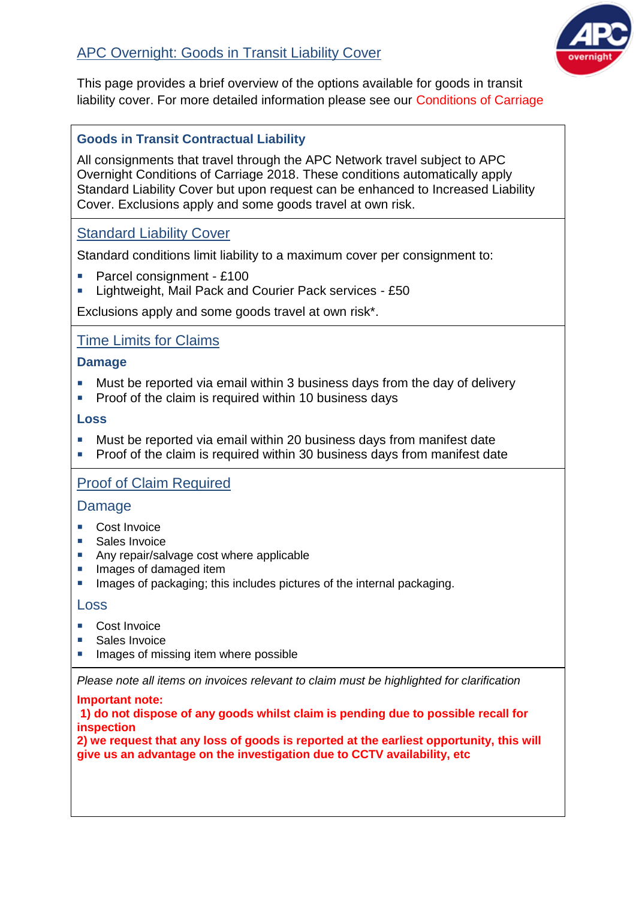# APC Overnight: Goods in Transit Liability Cover

This page provides a brief overview of the options available for goods in transit liability cover. For more detailed information please see our Conditions of Carriage

## Goods in Transit Contractual Liability

All consignments that travel through the APC Network travel subject to APC Overnight Conditions of Carriage 2018. These conditions automatically apply Standard Liability Cover but upon request can be enhanced to Increased Liability Cover. Exclusions apply and some goods travel at own risk.

## Standard Liability Cover

Standard conditions limit liability to a maximum cover per consignment to:

- Parcel consignment - £100
- Lightweight, Mail Pack and Courier Pack services - £50

Exclusions apply and some goods travel at own risk*.

## Time Limits for Claims

### Damage

- Must be reported via email within 3 business days from the day of delivery
- Proof of the claim is required within 10 business days

### Loss

- Must be reported via email within 20 business days from manifest date
- Proof of the claim is required within 30 business days from manifest date

## Proof of Claim Required

### Damage

- Cost Invoice
- Sales Invoice
- Any repair/salvage cost where applicable
- Images of damaged item
- Images of packaging; this includes pictures of the internal packaging.

### Loss

- Cost Invoice
- Sales Invoice
- Images of missing item where possible

*Please note all items on invoices relevant to claim must be highlighted for clarification*

**Important note:**

**1) do not dispose of any goods whilst claim is pending due to possible recall for inspection**

**2) we request that any loss of goods is reported at the earliest opportunity, this will give us an advantage on the investigation due to CCTV availability, etc**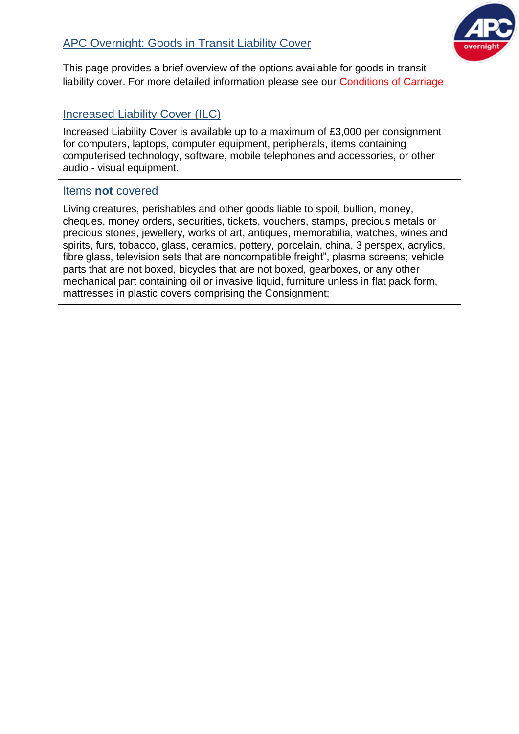# APC Overnight: Goods in Transit Liability Cover

This page provides a brief overview of the options available for goods in transit liability cover. For more detailed information please see our Conditions of Carriage

## Increased Liability Cover (ILC)

Increased Liability Cover is available up to a maximum of £3,000 per consignment for computers, laptops, computer equipment, peripherals, items containing computerised technology, software, mobile telephones and accessories, or other audio - visual equipment.

## Items **not** covered

Living creatures, perishables and other goods liable to spoil, bullion, money, cheques, money orders, securities, tickets, vouchers, stamps, precious metals or precious stones, jewellery, works of art, antiques, memorabilia, watches, wines and spirits, furs, tobacco, glass, ceramics, pottery, porcelain, china, 3 perspex, acrylics, fibre glass, television sets that are noncompatible freight", plasma screens; vehicle parts that are not boxed, bicycles that are not boxed, gearboxes, or any other mechanical part containing oil or invasive liquid, furniture unless in flat pack form, mattresses in plastic covers comprising the Consignment;